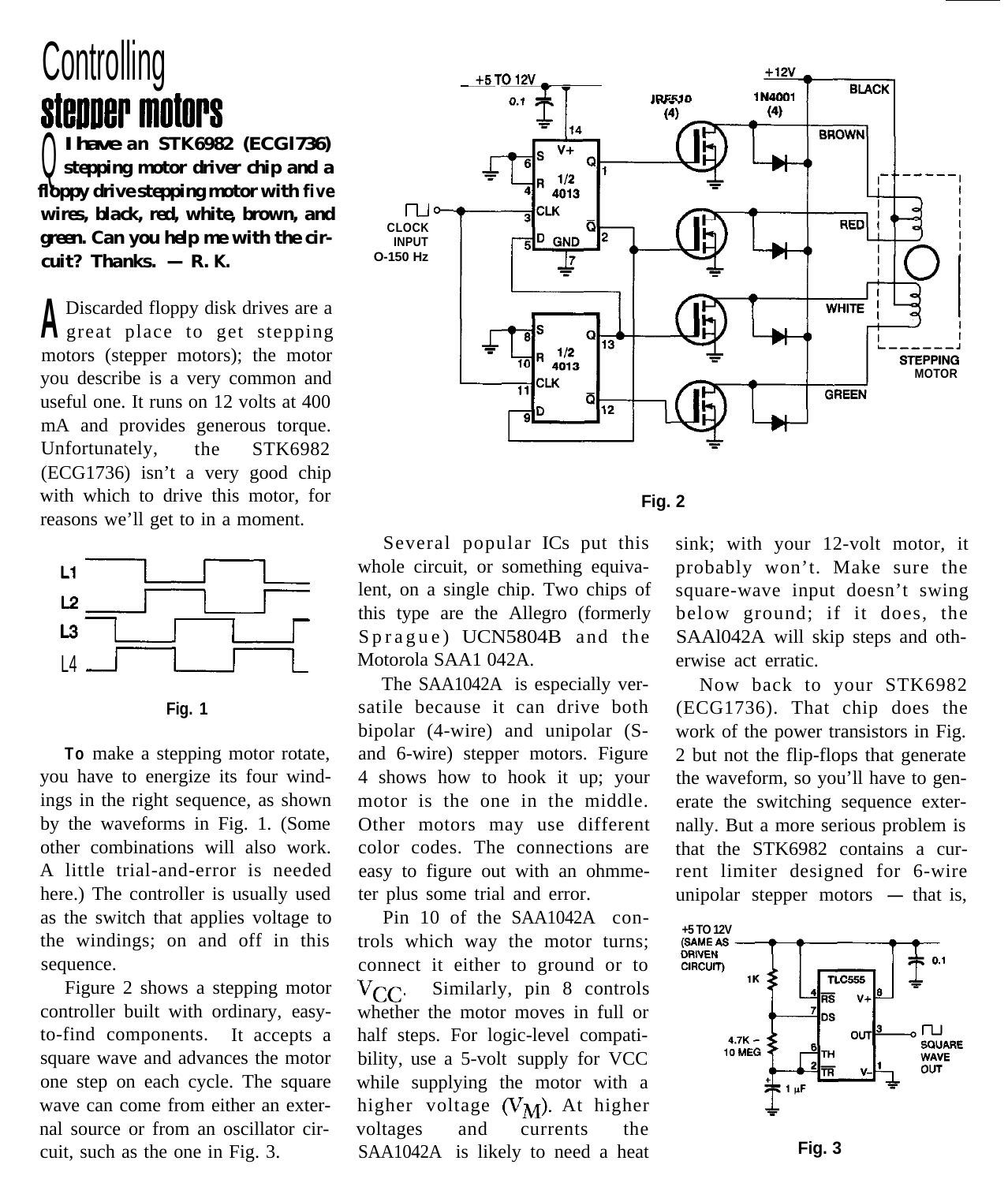# Controlling stepper motors

**Q I have an STK6982 (ECGl736) stepping motor driver chip and a floppy drive stepping motor with five wires, black, red, white, brown, and green. Can you help me with the circuit? Thanks. — R. K.**

**A** Discarded floppy disk drives are a great place to get stepping motors (stepper motors); the motor you describe is a very common and useful one. It runs on 12 volts at 400 mA and provides generous torque. Unfortunately, the STK6982 (ECG1736) isn't a very good chip with which to drive this motor, for reasons we'll get to in a moment.

Fig. 1

To make a stepping motor rotate, you have to energize its four windings in the right sequence, as shown by the waveforms in Fig. 1. (Some other combinations will also work. A little trial-and-error is needed here.) The controller is usually used as the switch that applies voltage to the windings; on and off in this sequence.

Figure 2 shows a stepping motor controller built with ordinary, easy-to-find components. It accepts a square wave and advances the motor one step on each cycle. The square wave can come from either an external source or from an oscillator circuit, such as the one in Fig. 3.

Fig. 2

Several popular ICs put this whole circuit, or something equivalent, on a single chip. Two chips of this type are the Allegro (formerly Sprague) UCN5804B and the Motorola SAA1 042A.

The SAA1042A is especially versatile because it can drive both bipolar (4-wire) and unipolar (S- and 6-wire) stepper motors. Figure 4 shows how to hook it up; your motor is the one in the middle. Other motors may use different color codes. The connections are easy to figure out with an ohmmeter plus some trial and error.

Pin 10 of the SAA1042A controls which way the motor turns; connect it either to ground or to $V_{CC}$. Similarly, pin 8 controls whether the motor moves in full or half steps. For logic-level compatibility, use a 5-volt supply for VCC while supplying the motor with a higher voltage ($V_M$). At higher voltages and currents the SAA1042A is likely to need a heat sink; with your 12-volt motor, it probably won't. Make sure the square-wave input doesn't swing below ground; if it does, the SAAl042A will skip steps and otherwise act erratic.

Now back to your STK6982 (ECG1736). That chip does the work of the power transistors in Fig. 2 but not the flip-flops that generate the waveform, so you'll have to generate the switching sequence externally. But a more serious problem is that the STK6982 contains a current limiter designed for 6-wire unipolar stepper motors — that is,

Fig. 3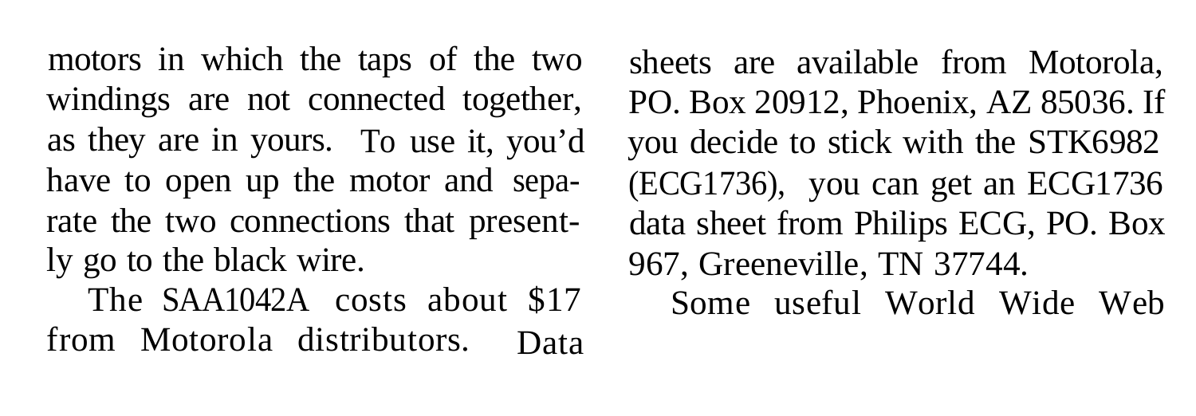motors in which the taps of the two windings are not connected together, as they are in yours. To use it, you'd have to open up the motor and separate the two connections that presently go to the black wire.

The SAA1042A costs about $17 from Motorola distributors. Data sheets are available from Motorola, PO. Box 20912, Phoenix, AZ 85036. If you decide to stick with the STK6982 (ECG1736), you can get an ECG1736 data sheet from Philips ECG, PO. Box 967, Greeneville, TN 37744.

Some useful World Wide Web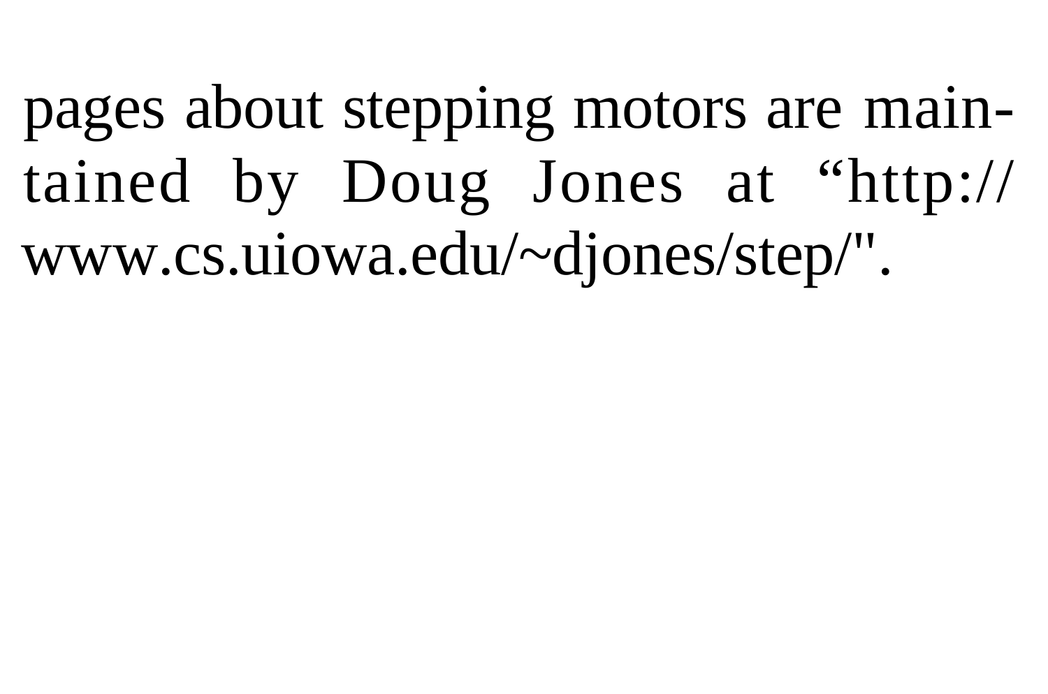pages about stepping motors are maintained by Doug Jones at “http://www.cs.uiowa.edu/~djones/step/".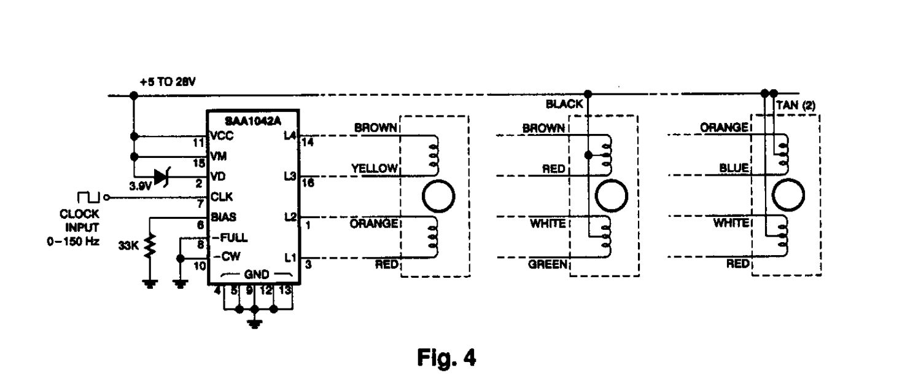+5 TO 28V

SAA1042A

VCC
VM
VD
CLK
BIAS
-FULL
-CW
GND
L4
L3
L2
L1

11
15
2
7
6
8
10
4 5 9 12 13
14
16
1
3

3.9V

CLOCK
INPUT
0–150 Hz

33K

BROWN
YELLOW
ORANGE
RED

BLACK
BROWN
RED
WHITE
GREEN

TAN (2)
ORANGE
BLUE
WHITE
RED

**Fig. 4**